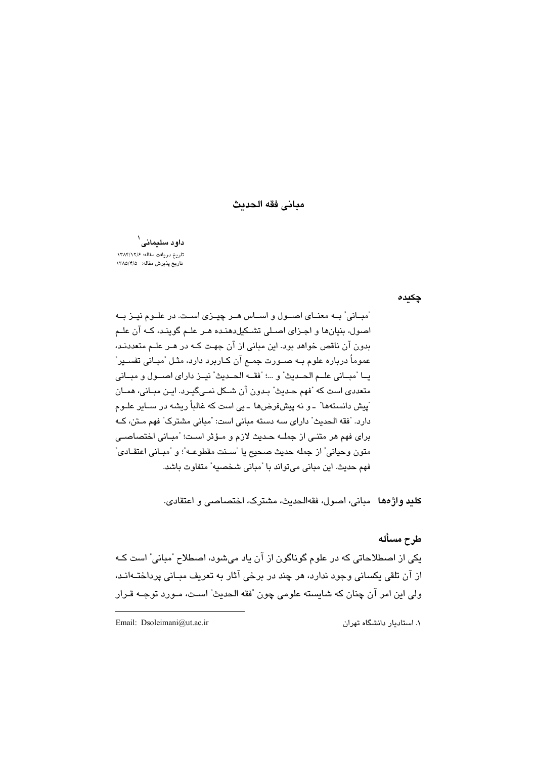# مبانی فقه الحدیث

**داود سلیمانی**[1]

تاریخ دریافت مقاله: ۱۳۸۴/۱۲/۶
تاریخ پذیرش مقاله: ۱۳۸۵/۴/۵

## چکیده

"مبانی" به معنای اصول و اساس هر چیزی است. در علوم نیز به اصول، بنیان‌ها و اجزای اصلی تشکیل‌دهنده هر علم گویند، که آن علم بدون آن ناقص خواهد بود. این مبانی از آن جهت که در هر علم متعددند، عموماً درباره علوم به صورت جمع آن کاربرد دارد، مثل "مبانی تفسیر" یا "مبانی علم الحدیث" و ...؛ "فقه الحدیث" نیز دارای اصول و مبانی متعددی است که "فهم حدیث" بدون آن شکل نمی‌گیرد. این مبانی، همان "پیش دانسته‌ها" ـ و نه پیش‌فرض‌ها ـ یی است که غالباً ریشه در سایر علوم دارد. "فقه الحدیث" دارای سه دسته مبانی است: "مبانی مشترک" فهم متن، که برای فهم هر متنی از جمله حدیث لازم و مؤثر است؛ "مبانی اختصاصی متون وحیانی" از جمله حدیث صحیح یا "سنت مقطوعه"؛ و "مبانی اعتقادی" فهم حدیث. این مبانی می‌تواند با "مبانی شخصیه" متفاوت باشد.

**کلید واژه‌ها** مبانی، اصول، فقه‌الحدیث، مشترک، اختصاصی و اعتقادی.

## طرح مسأله

یکی از اصطلاحاتی که در علوم گوناگون از آن یاد می‌شود، اصطلاح "مبانی" است که از آن تلقی یکسانی وجود ندارد، هر چند در برخی آثار به تعریف مبانی پرداخته‌اند، ولی این امر آن چنان که شایسته علومی چون "فقه الحدیث" است، مورد توجه قرار

---

[1] استادیار دانشگاه تهران Email: Dsoleimani@ut.ac.ir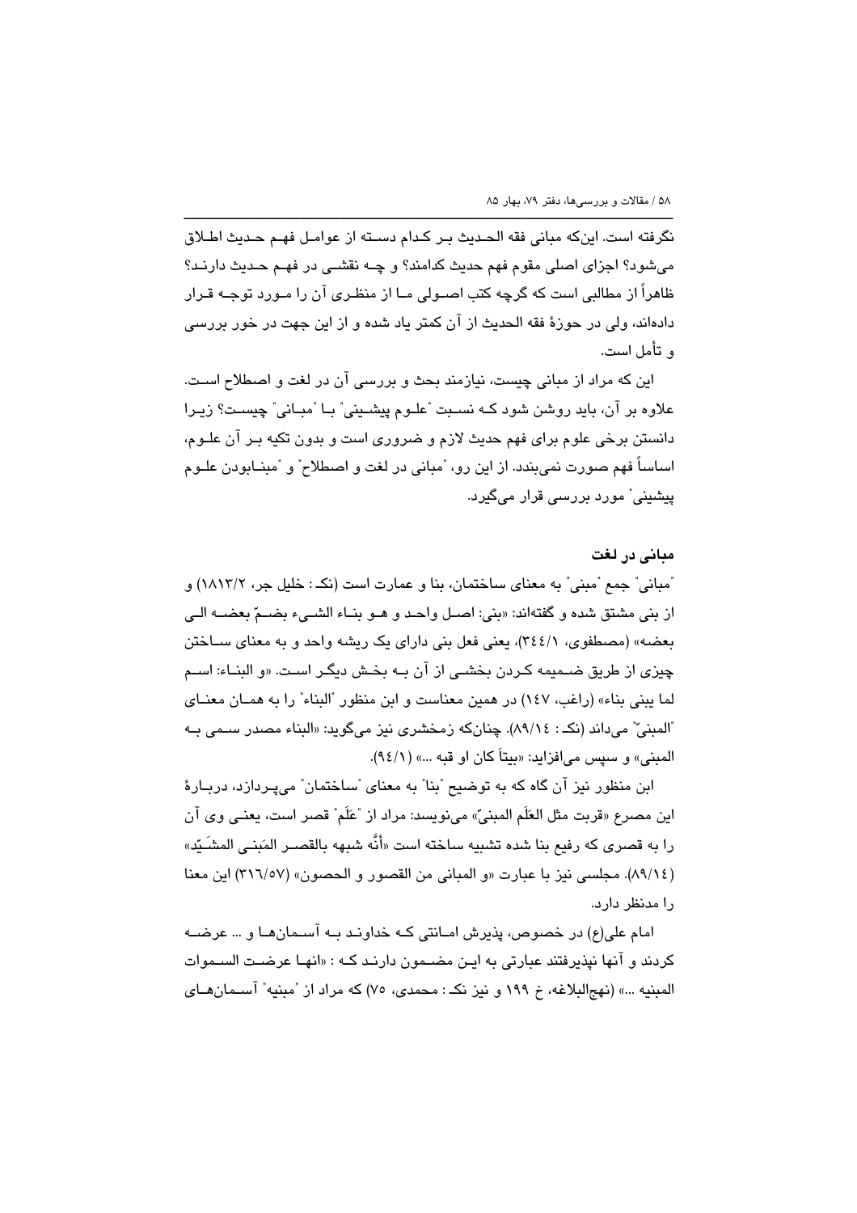نگرفته است. این‌که مبانی فقه الحدیث بر کدام دسته از عوامل فهم حدیث اطلاق می‌شود؟ اجزای اصلی مقوم فهم حدیث کدامند؟ و چه نقشی در فهم حدیث دارند؟ ظاهراً از مطالبی است که گرچه کتب اصولی ما از منظری آن را مورد توجه قرار داده‌اند، ولی در حوزهٔ فقه الحدیث از آن کمتر یاد شده و از این جهت در خور بررسی و تأمل است.

این که مراد از مبانی چیست، نیازمند بحث و بررسی آن در لغت و اصطلاح است. علاوه بر آن، باید روشن شود که نسبت "علوم پیشینی" با "مبانی" چیست؟ زیرا دانستن برخی علوم برای فهم حدیث لازم و ضروری است و بدون تکیه بر آن علوم، اساساً فهم صورت نمی‌بندد. از این رو، "مبانی در لغت و اصطلاح" و "مبنابودن علوم پیشینی" مورد بررسی قرار می‌گیرد.

### مبانی در لغت

"مبانی" جمع "مبنی" به معنای ساختمان، بنا و عمارت است (نکـ: خلیل جر، ۱۸۱۳/۲) و از بنی مشتق شده و گفته‌اند: «بنی: اصل واحد و هو بناء الشیء بضمّ بعضه الی بعضه» (مصطفوی، ۳٤٤/۱)، یعنی فعل بنی دارای یک ریشه واحد و به معنای ساختن چیزی از طریق ضمیمه کردن بخشی از آن به بخش دیگر است. «و البناء: اسم لما یبنی بناء» (راغب، ۱٤۷) در همین معناست و ابن منظور "البناء" را به همان معنای "المبنیّ" می‌داند (نکـ: ۸۹/۱٤). چنان‌که زمخشری نیز می‌گوید: «البناء مصدر سمی به المبنی» و سپس می‌افزاید: «بیتاً کان او قبه ...» (۹٤/۱).

ابن منظور نیز آن گاه که به توضیح "بنا" به معنای "ساختمان" می‌پردازد، دربارهٔ این مصرع «قربت مثل العَلَم المبنیّ» می‌نویسد: مراد از "عَلَم" قصر است، یعنی وی آن را به قصری که رفیع بنا شده تشبیه ساخته است «أنَّه شبهه بالقصر المَبنی المشَیّد» (۸۹/۱٤). مجلسی نیز با عبارت «و المبانی من القصور و الحصون» (۳۱٦/۵۷) این معنا را مدنظر دارد.

امام علی(ع) در خصوص، پذیرش امانتی که خداوند به آسمان‌ها و ... عرضه کردند و آنها نپذیرفتند عبارتی به این مضمون دارند که : «انها عرضت السموات المبنیه ...» (نهج‌البلاغه، خ ۱۹۹ و نیز نکـ: محمدی، ۷۵) که مراد از "مبنیه" آسمان‌های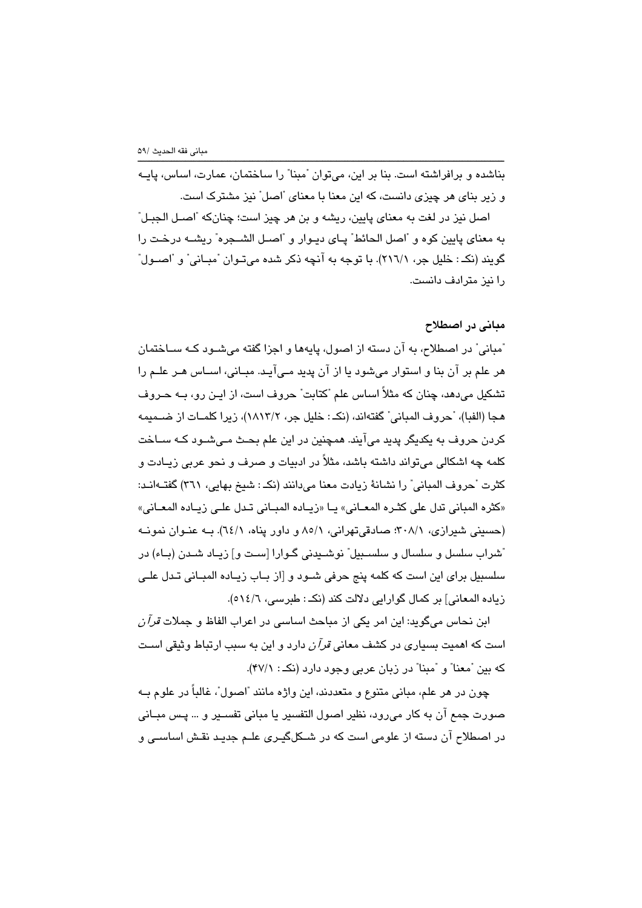بناشده و برافراشته است. بنا بر این، می‌توان "مبنا" را ساختمان، عمارت، اساس، پایه و زیر بنای هر چیزی دانست، که این معنا با معنای "اصل" نیز مشترک است.

اصل نیز در لغت به معنای پایین، ریشه و بن هر چیز است؛ چنان‌که "اصل الجبل" به معنای پایین کوه و "اصل الحائط" پای دیوار و "اصل الشجره" ریشه درخت را گویند (نکـ : خلیل جر، ۲۱٦/۱). با توجه به آنچه ذکر شده می‌توان "مبانی" و "اصول" را نیز مترادف دانست.

## مبانی در اصطلاح

"مبانی" در اصطلاح، به آن دسته از اصول، پایه‌ها و اجزا گفته می‌شود که ساختمان هر علم بر آن بنا و استوار می‌شود یا از آن پدید می‌آید. مبانی، اساس هر علم را تشکیل می‌دهد، چنان که مثلاً اساس علم "کتابت" حروف است، از این رو، به حروف هجا (الفبا)، "حروف المبانی" گفته‌اند، (نکـ : خلیل جر، ۱۸۱۳/۲)، زیرا کلمات از ضمیمه کردن حروف به یکدیگر پدید می‌آیند. همچنین در این علم بحث می‌شود که ساخت کلمه چه اشکالی می‌تواند داشته باشد، مثلاً در ادبیات و صرف و نحو عربی زیادت و کثرت "حروف المبانی" را نشانهٔ زیادت معنا می‌دانند (نکـ : شیخ بهایی، ۳٦۱) گفته‌اند: «کثره المبانی تدل علی کثره المعانی» یا «زیاده المبانی تدل علی زیاده المعانی» (حسینی شیرازی، ۳۰۸/۱؛ صادقی‌تهرانی، ۸۵/۱ و داور پناه، ٦٤/۱). به عنوان نمونه "شراب سلسل و سلسال و سلسبیل" نوشیدنی گوارا [ست و] زیاد شدن (باء) در سلسبیل برای این است که کلمه پنج حرفی شود و [از باب زیاده المبانی تدل علی زیاده المعانی] بر کمال گوارایی دلالت کند (نکـ : طبرسی، ٥١٤/٦).

ابن نحاس می‌گوید: این امر یکی از مباحث اساسی در اعراب الفاظ و جملات *قرآن* است که اهمیت بسیاری در کشف معانی *قرآن* دارد و این به سبب ارتباط وثیقی است که بین "معنا" و "مبنا" در زبان عربی وجود دارد (نکـ : ۴۷/۱).

چون در هر علم، مبانی متنوع و متعددند، این واژه مانند "اصول"، غالباً در علوم به صورت جمع آن به کار می‌رود، نظیر اصول التفسیر یا مبانی تفسیر و ... پس مبانی در اصطلاح آن دسته از علومی است که در شکل‌گیری علم جدید نقش اساسی و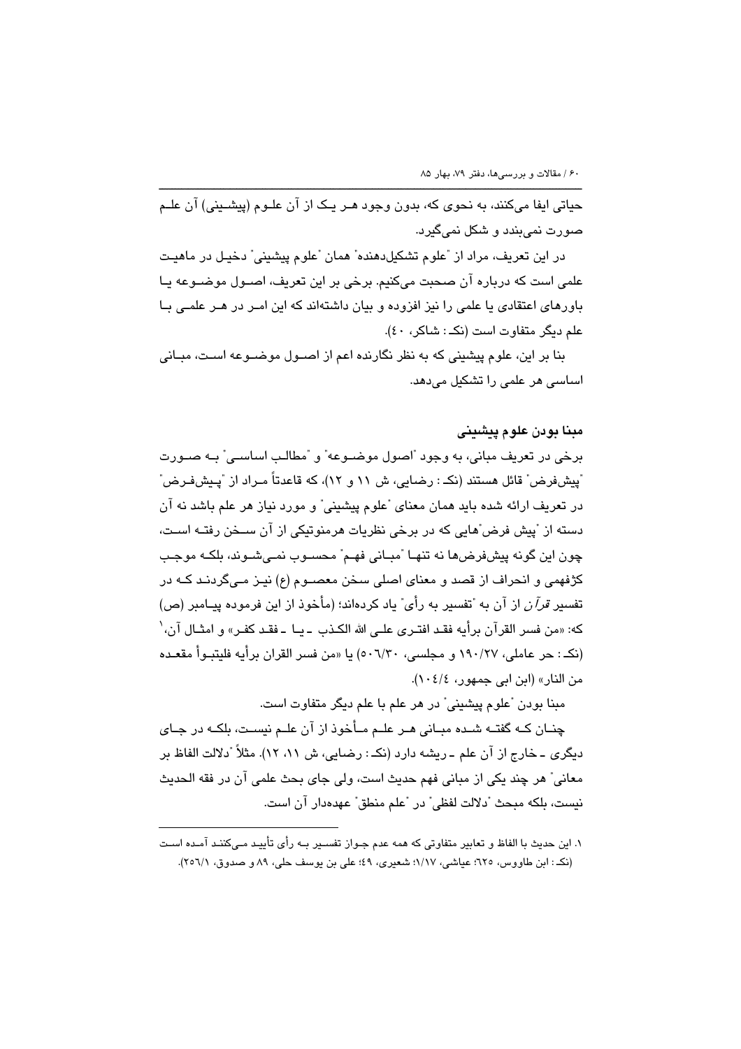حیاتی ایفا می‌کنند، به نحوی که، بدون وجود هر یک از آن علوم (پیشینی) آن علم صورت نمی‌بندد و شکل نمی‌گیرد.

در این تعریف، مراد از "علوم تشکیل‌دهنده" همان "علوم پیشینی" دخیل در ماهیت علمی است که درباره آن صحبت می‌کنیم. برخی بر این تعریف، اصول موضوعه یا باورهای اعتقادی یا علمی را نیز افزوده و بیان داشته‌اند که این امر در هر علمی با علم دیگر متفاوت است (نکـ: شاکر، ٤٠).

بنا بر این، علوم پیشینی که به نظر نگارنده اعم از اصول موضوعه است، مبانی اساسی هر علمی را تشکیل می‌دهد.

### مبنا بودن علوم پیشینی

برخی در تعریف مبانی، به وجود "اصول موضوعه" و "مطالب اساسی" به صورت "پیش‌فرض" قائل هستند (نکـ: رضایی، ش ١١ و ١٢)، که قاعدتاً مراد از "پیش‌فرض" در تعریف ارائه شده باید همان معنای "علوم پیشینی" و مورد نیاز هر علم باشد نه آن دسته از "پیش فرض"هایی که در برخی نظریات هرمنوتیکی از آن سخن رفته است، چون این گونه پیش‌فرض‌ها نه تنها "مبانی فهم" محسوب نمی‌شوند، بلکه موجب کژفهمی و انحراف از قصد و معنای اصلی سخن معصوم (ع) نیز می‌گردند که در تفسیر *قرآن* از آن به "تفسیر به رأی" یاد کرده‌اند؛ (مأخوذ از این فرموده پیامبر (ص) که: «من فسر القرآن برأیه فقد افترى على الله الكذب ـ یا ـ فقد كفر» و امثال آن،[١] (نکـ: حر عاملی، ١٩٠/٢٧ و مجلسی، ٥٠٦/٣٠) یا «من فسر القران برأيه فليتبوأ مقعده من النار» (ابن ابی جمهور، ١٠٤/٤).

مبنا بودن "علوم پیشینی" در هر علم با علم دیگر متفاوت است.

چنان که گفته شده مبانی هر علم مأخوذ از آن علم نیست، بلکه در جای دیگری ـ خارج از آن علم ـ ریشه دارد (نکـ: رضایی، ش ١١، ١٢). مثلاً "دلالت الفاظ بر معانی" هر چند یکی از مبانی فهم حدیث است، ولی جای بحث علمی آن در فقه الحدیث نیست، بلکه مبحث "دلالت لفظی" در "علم منطق" عهده‌دار آن است.

---

١. این حدیث با الفاظ و تعابیر متفاوتی که همه عدم جواز تفسیر به رأی تأیید می‌کنند آمده است (نکـ: ابن طاووس، ٦٢٥؛ عیاشی، ١/١٧؛ شعیری، ٤٩؛ علی بن یوسف حلی، ٨٩ و صدوق، ٢٥٦/١).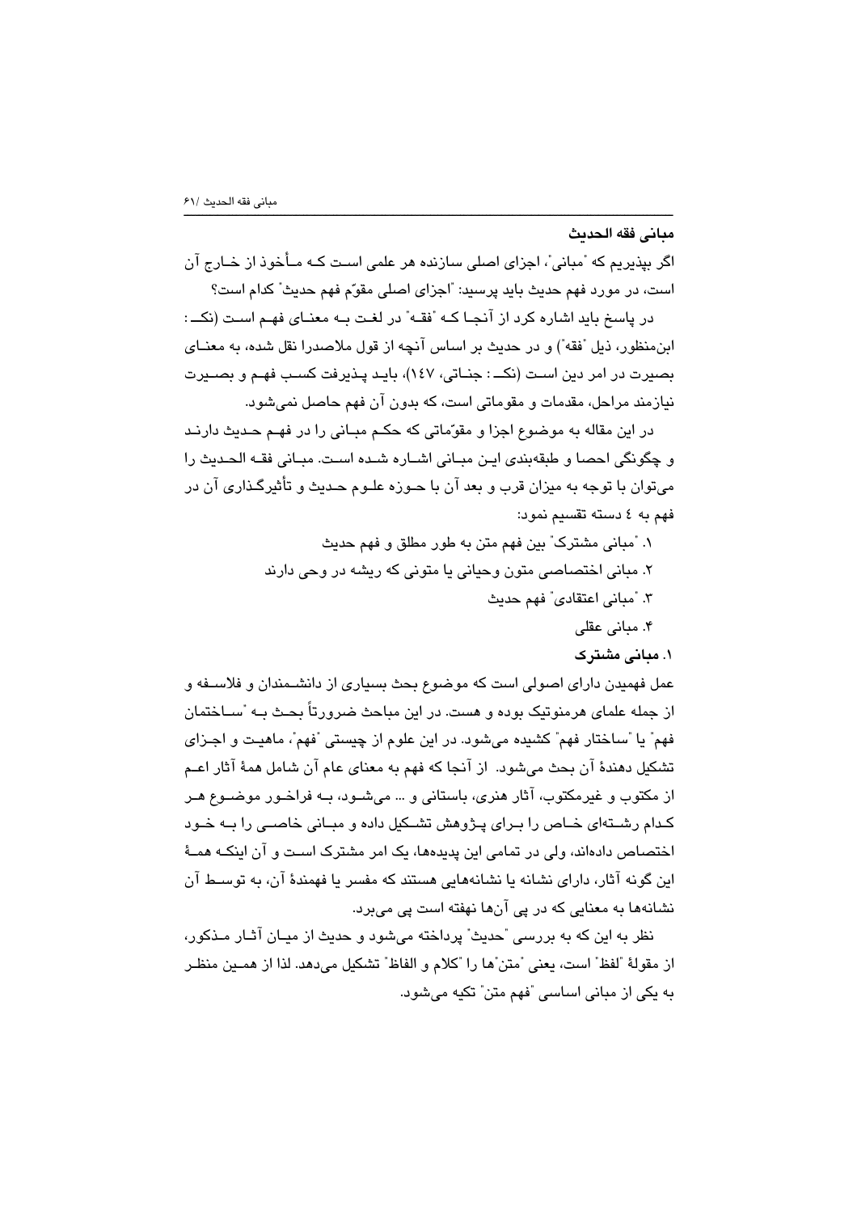## مبانی فقه الحدیث

اگر بپذیریم که "مبانی"، اجزای اصلی سازنده هر علمی است کـه مـأخوذ از خـارج آن است، در مورد فهم حدیث باید پرسید: "اجزای اصلی مقوّم فهم حدیث" کدام است؟

در پاسخ باید اشاره کرد از آنجـا کـه "فقـه" در لغـت بـه معنـای فهـم اسـت (نکــ: ابن‌منظور، ذیل "فقه") و در حدیث بر اساس آنچه از قول ملاصدرا نقل شده، به معنـای بصیرت در امر دین اسـت (نکــ: جنـاتی، ١٤٧)، بایـد پـذیرفت کسـب فهـم و بصـیرت نیازمند مراحل، مقدمات و مقوماتی است، که بدون آن فهم حاصل نمی‌شود.

در این مقاله به موضوع اجزا و مقوّماتی که حکـم مبـانی را در فهـم حـدیث دارنـد و چگونگی احصا و طبقه‌بندی ایـن مبـانی اشـاره شـده اسـت. مبـانی فقـه الحـدیث را می‌توان با توجه به میزان قرب و بعد آن با حـوزه علـوم حـدیث و تأثیرگـذاری آن در فهم به ٤ دسته تقسیم نمود:

۱. "مبانی مشترک" بین فهم متن به طور مطلق و فهم حدیث
۲. مبانی اختصاصی متون وحیانی یا متونی که ریشه در وحی دارند
۳. "مبانی اعتقادی" فهم حدیث
۴. مبانی عقلی

### ۱. مبانی مشترک

عمل فهمیدن دارای اصولی است که موضوع بحث بسیاری از دانشـمندان و فلاسـفه و از جمله علمای هرمنوتیک بوده و هست. در این مباحث ضرورتاً بحـث بـه "سـاختمان فهم" یا "ساختار فهم" کشیده می‌شود. در این علوم از چیستی "فهم"، ماهیـت و اجـزای تشکیل دهندهٔ آن بحث می‌شود. از آنجا که فهم به معنای عام آن شامل همهٔ آثار اعـم از مکتوب و غیرمکتوب، آثار هنری، باستانی و ... می‌شـود، بـه فراخـور موضـوع هـر کـدام رشـته‌ای خـاص را بـرای پـژوهش تشـکیل داده و مبـانی خاصـی را بـه خـود اختصاص داده‌اند، ولی در تمامی این پدیده‌ها، یک امر مشترک اسـت و آن اینکـه همـهٔ این گونه آثار، دارای نشانه یا نشانه‌هایی هستند که مفسر یا فهمندهٔ آن، به توسـط آن نشانه‌ها به معنایی که در پی آن‌ها نهفته است پی می‌برد.

نظر به این که به بررسی "حدیث" پرداخته می‌شود و حدیث از میـان آثـار مـذکور، از مقولهٔ "لفظ" است، یعنی "متن"ها را "کلام و الفاظ" تشکیل می‌دهد. لذا از همـین منظـر به یکی از مبانی اساسی "فهم متن" تکیه می‌شود.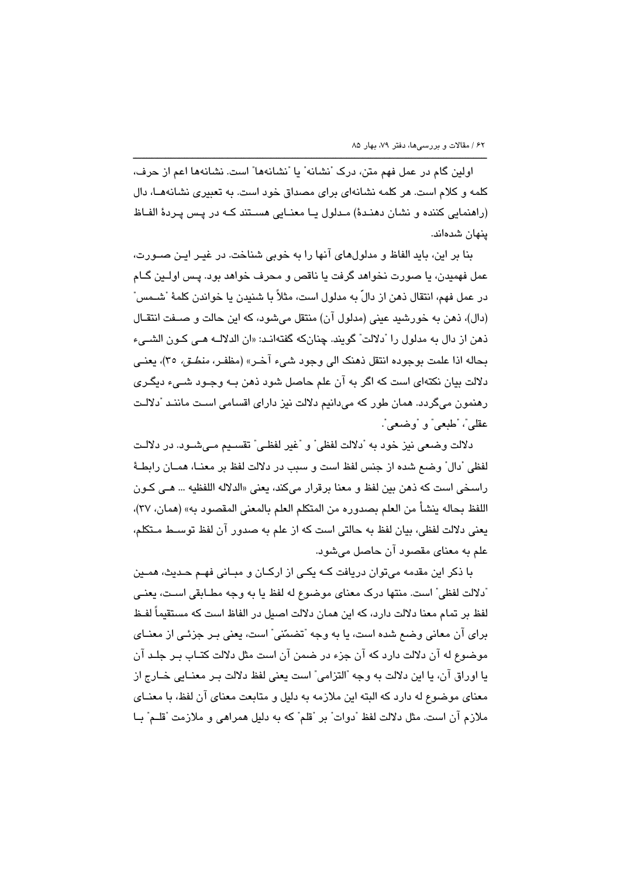اولین گام در عمل فهم متن، درک "نشانه" یا "نشانه‌ها" است. نشانه‌ها اعم از حرف، کلمه و کلام است. هر کلمه نشانه‌ای برای مصداق خود است. به تعبیری نشانه‌ها، دال (راهنمایی کننده و نشان دهندهٔ) مدلول یا معنایی هستند که در پس پردهٔ الفاظ پنهان شده‌اند.

بنا بر این، باید الفاظ و مدلول‌های آنها را به خوبی شناخت. در غیر این صورت، عمل فهمیدن، یا صورت نخواهد گرفت یا ناقص و محرف خواهد بود. پس اولین گام در عمل فهم، انتقال ذهن از دالّ به مدلول است، مثلاً با شنیدن یا خواندن کلمهٔ "شمس" (دال)، ذهن به خورشید عینی (مدلول آن) منتقل می‌شود، که این حالت و صفت انتقال ذهن از دال به مدلول را "دلالت" گویند. چنان‌که گفته‌اند: «ان الدلاله هی کون الشیء بحاله اذا علمت بوجوده انتقل ذهنک الی وجود شیء آخر» (مظفر، *منطق*، ۳۵)، یعنی دلالت بیان نکته‌ای است که اگر به آن علم حاصل شود ذهن به وجود شیء دیگری رهنمون می‌گردد. همان طور که می‌دانیم دلالت نیز دارای اقسامی است مانند "دلالت عقلی"، "طبعی" و "وضعی".

دلالت وضعی نیز خود به "دلالت لفظی" و "غیر لفظی" تقسیم می‌شود. در دلالت لفظی "دال" وضع شده از جنس لفظ است و سبب در دلالت لفظ بر معنا، همان رابطهٔ راسخی است که ذهن بین لفظ و معنا برقرار می‌کند، یعنی «الدلاله اللفظیه ... هی کون اللفظ بحاله ینشأ من العلم بصدوره من المتکلم العلم بالمعنی المقصود به» (همان، ۳۷)، یعنی دلالت لفظی، بیان لفظ به حالتی است که از علم به صدور آن لفظ توسط متکلم، علم به معنای مقصود آن حاصل می‌شود.

با ذکر این مقدمه می‌توان دریافت که یکی از ارکان و مبانی فهم حدیث، همین "دلالت لفظی" است. منتها درک معنای موضوع له لفظ یا به وجه مطابقی است، یعنی لفظ بر تمام معنا دلالت دارد، که این همان دلالت اصیل در الفاظ است که مستقیماً لفظ برای آن معانی وضع شده است، یا به وجه "تضمّنی" است، یعنی بر جزئی از معنای موضوع له آن دلالت دارد که آن جزء در ضمن آن است مثل دلالت کتاب بر جلد آن یا اوراق آن، یا این دلالت به وجه "التزامی" است یعنی لفظ دلالت بر معنایی خارج از معنای موضوع له دارد که البته این ملازمه به دلیل و متابعت معنای آن لفظ، با معنای ملازم آن است. مثل دلالت لفظ "دوات" بر "قلم" که به دلیل همراهی و ملازمت "قلم" با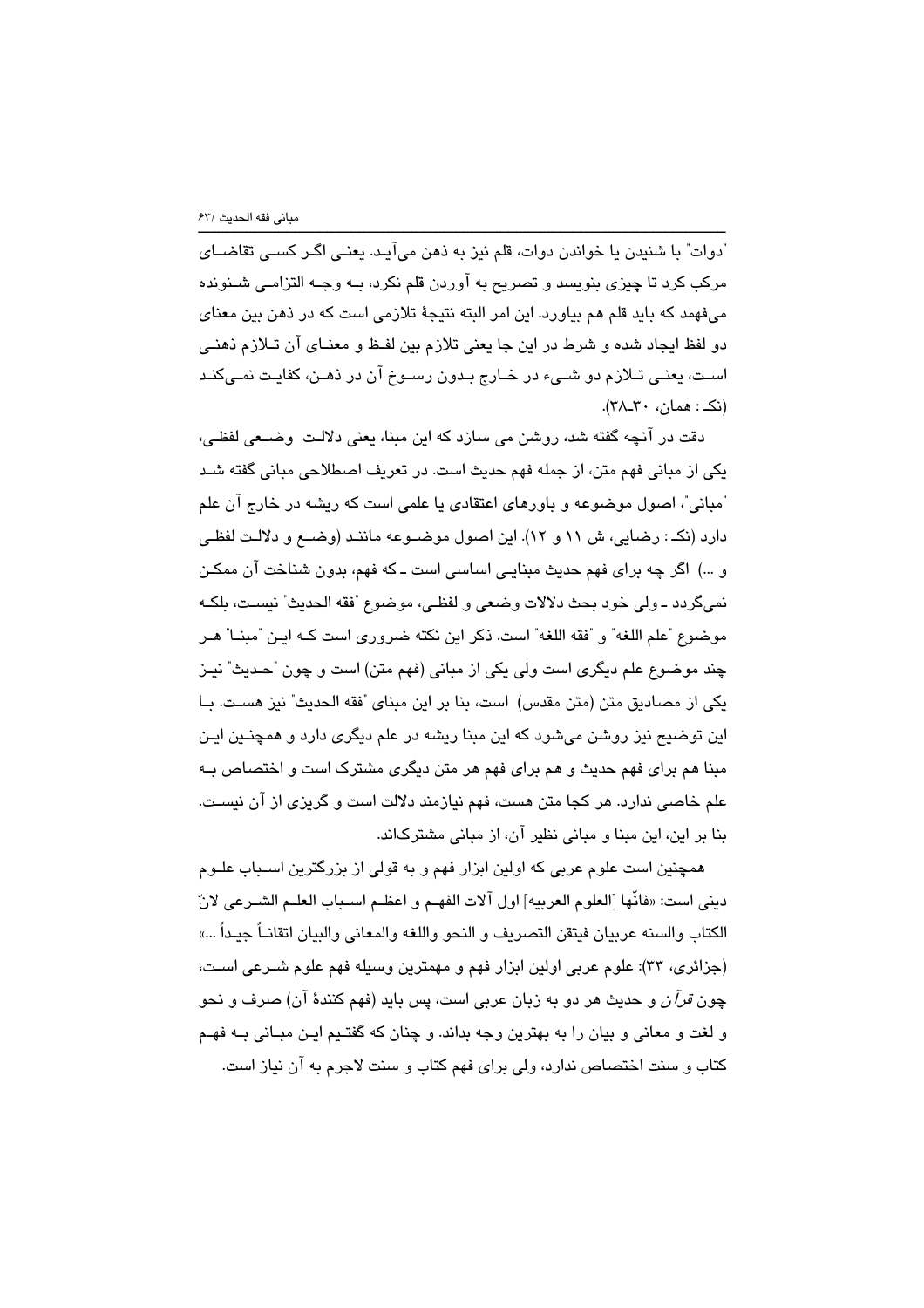"دوات" با شنیدن یا خواندن دوات، قلم نیز به ذهن می‌آید. یعنی اگر کسی تقاضای مرکب کرد تا چیزی بنویسد و تصریح به آوردن قلم نکرد، به وجه التزامی شنونده می‌فهمد که باید قلم هم بیاورد. این امر البته نتیجهٔ تلازمی است که در ذهن بین معنای دو لفظ ایجاد شده و شرط در این جا یعنی تلازم بین لفظ و معنای آن تلازم ذهنی است، یعنی تلازم دو شیء در خارج بدون رسوخ آن در ذهن، کفایت نمی‌کند (نک: همان، ۳۰ـ۳۸).

دقت در آنچه گفته شد، روشن می سازد که این مبنا، یعنی دلالت وضعی لفظی، یکی از مبانی فهم متن، از جمله فهم حدیث است. در تعریف اصطلاحی مبانی گفته شد "مبانی"، اصول موضوعه و باورهای اعتقادی یا علمی است که ریشه در خارج آن علم دارد (نک: رضایی، ش ۱۱ و ۱۲). این اصول موضوعه مانند (وضع و دلالت لفظی و ...) اگر چه برای فهم حدیث مبنایی اساسی است ـ که فهم، بدون شناخت آن ممکن نمی‌گردد ـ ولی خود بحث دلالات وضعی و لفظی، موضوع "فقه الحدیث" نیست، بلکه موضوع "علم اللغه" و "فقه اللغه" است. ذکر این نکته ضروری است که این "مبنا" هر چند موضوع علم دیگری است ولی یکی از مبانی (فهم متن) است و چون "حدیث" نیز یکی از مصادیق متن (متن مقدس) است، بنا بر این مبنای "فقه الحدیث" نیز هست. با این توضیح نیز روشن می‌شود که این مبنا ریشه در علم دیگری دارد و همچنین این مبنا هم برای فهم حدیث و هم برای فهم هر متن دیگری مشترک است و اختصاص به علم خاصی ندارد. هر کجا متن هست، فهم نیازمند دلالت است و گریزی از آن نیست. بنا بر این، این مبنا و مبانی نظیر آن، از مبانی مشترک‌اند.

همچنین است علوم عربی که اولین ابزار فهم و به قولی از بزرگترین اسباب علوم دینی است: «فانّها [العلوم العربیه] اول آلات الفهم و اعظم اسباب العلم الشرعی لانّ الکتاب والسنه عربیان فیتقن التصریف و النحو واللغه و المعانی والبیان اتقاناً جیداً ...» (جزائری، ۳۳): علوم عربی اولین ابزار فهم و مهمترین وسیله فهم علوم شرعی است، چون *قرآن* و حدیث هر دو به زبان عربی است، پس باید (فهم کنندهٔ آن) صرف و نحو و لغت و معانی و بیان را به بهترین وجه بداند. و چنان که گفتیم این مبانی به فهم کتاب و سنت اختصاص ندارد، ولی برای فهم کتاب و سنت لاجرم به آن نیاز است.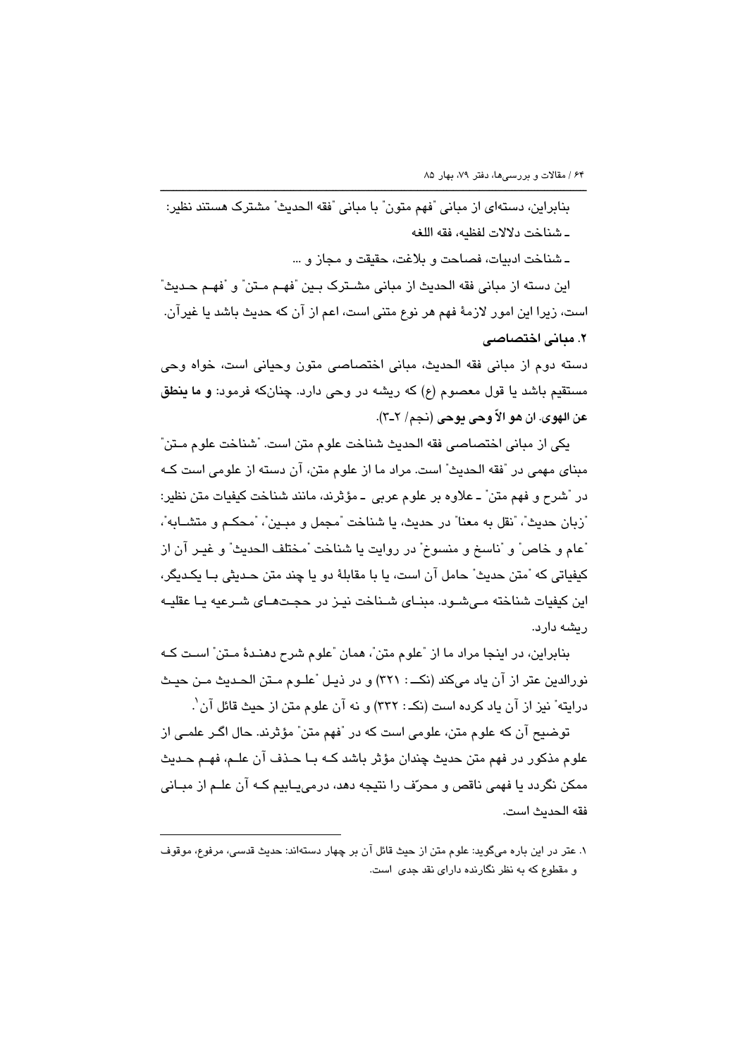بنابراین، دسته‌ای از مبانی "فهم متون" با مبانی "فقه الحدیث" مشترک هستند نظیر:

ـ شناخت دلالات لفظیه، فقه اللغه

ـ شناخت ادبیات، فصاحت و بلاغت، حقیقت و مجاز و ...

این دسته از مبانی فقه الحدیث از مبانی مشترک بین "فهم متن" و "فهم حدیث" است، زیرا این امور لازمهٔ فهم هر نوع متنی است، اعم از آن که حدیث باشد یا غیرآن.

### ۲. مبانی اختصاصی

دسته دوم از مبانی فقه الحدیث، مبانی اختصاصی متون وحیانی است، خواه وحی مستقیم باشد یا قول معصوم (ع) که ریشه در وحی دارد. چنان‌که فرمود: **و ما ینطق عن الهوی. ان هو الاّ وحی یوحی** (نجم/ ۲ـ۳).

یکی از مبانی اختصاصی فقه الحدیث شناخت علوم متن است. "شناخت علوم متن" مبنای مهمی در "فقه الحدیث" است. مراد ما از علوم متن، آن دسته از علومی است که در "شرح و فهم متن" ـ علاوه بر علوم عربی ـ مؤثرند، مانند شناخت کیفیات متن نظیر: "زبان حدیث"، "نقل به معنا" در حدیث، یا شناخت "مجمل و مبین"، "محکم و متشابه"، "عام و خاص" و "ناسخ و منسوخ" در روایت یا شناخت "مختلف الحدیث" و غیر آن از کیفیاتی که "متن حدیث" حامل آن است، یا با مقابلهٔ دو یا چند متن حدیثی با یکدیگر، این کیفیات شناخته می‌شود. مبنای شناخت نیز در حجت‌های شرعیه یا عقلیه ریشه دارد.

بنابراین، در اینجا مراد ما از "علوم متن"، همان "علوم شرح دهندهٔ متن" است که نورالدین عتر از آن یاد می‌کند (نک: ۳۲۱) و در ذیل "علوم متن الحدیث من حیث درایته" نیز از آن یاد کرده است (نک: ۳۳۲) و نه آن علوم متن از حیث قائل آن[۱].

توضیح آن که علوم متن، علومی است که در "فهم متن" مؤثرند. حال اگر علمی از علوم مذکور در فهم متن حدیث چندان مؤثر باشد که با حذف آن علم، فهم حدیث ممکن نگردد یا فهمی ناقص و محرّف را نتیجه دهد، درمی‌یابیم که آن علم از مبانی فقه الحدیث است.

---

۱. عتر در این باره می‌گوید: علوم متن از حیث قائل آن بر چهار دسته‌اند: حدیث قدسی، مرفوع، موقوف و مقطوع که به نظر نگارنده دارای نقد جدی است.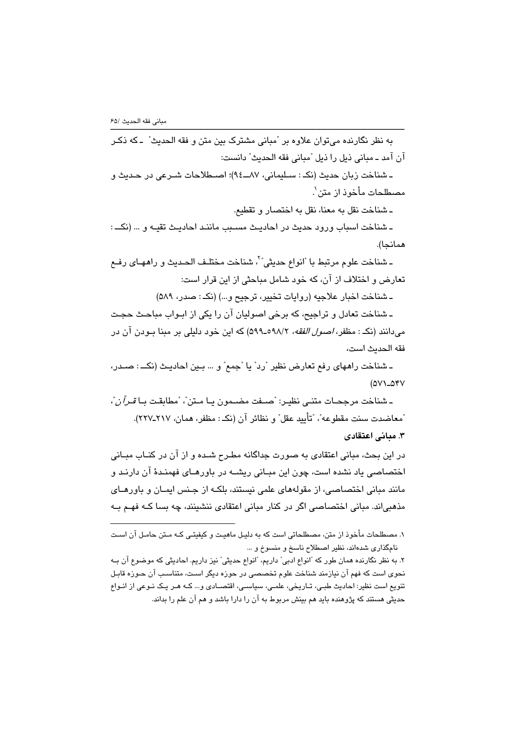به نظر نگارنده می‌توان علاوه بر "مبانی مشترک بین متن و فقه الحدیث" ـ که ذکر آن آمد ـ مبانی ذیل را ذیل "مبانی فقه الحدیث" دانست:

ـ شناخت زبان حدیث (نک: سلیمانی، ٨٧ـ٩٤)؛ اصطلاحات شرعی در حدیث و مصطلحات مأخوذ از متن[1].

ـ شناخت نقل به معنا، نقل به اختصار و تقطیع.

ـ شناخت اسباب ورود حدیث در احادیث مسبب مانند احادیث تقیه و ... (نک: همانجا).

ـ شناخت علوم مرتبط با "انواع حدیثی"[2]، شناخت مختلف الحدیث و راههای رفع تعارض و اختلاف از آن، که خود شامل مباحثی از این قرار است:

ـ شناخت اخبار علاجیه (روایات تخییر، ترجیح و...) (نک: صدر، ۵۸۹)

ـ شناخت تعادل و تراجیح، که برخی اصولیان آن را یکی از ابواب مباحث حجت می‌دانند (نک: مظفر، *اصول الفقه*، ۵۹۸/۲ـ۵۹۹) که این خود دلیلی بر مبنا بودن آن در فقه الحدیث است،

ـ شناخت راههای رفع تعارض نظیر "رد" یا "جمع" و ... بین احادیث (نک: صدر، ۵۴۷ـ۵۷۱)

ـ شناخت مرجحات متنی نظیر: "صفت مضمون یا متن"، "مطابقت با *قرآن*"، "معاضدت سنت مقطوعه"، "تأیید عقل" و نظائر آن (نک: مظفر، همان، ۲۱۷ـ۲۲۷).

### ۳. مبانی اعتقادی

در این بحث، مبانی اعتقادی به صورت جداگانه مطرح شده و از آن در کتاب مبانی اختصاصی یاد نشده است، چون این مبانی ریشه در باورهای فهمندهٔ آن دارند و مانند مبانی اختصاصی، از مقوله‌های علمی نیستند، بلکه از جنس ایمان و باورهای مذهبی‌اند. مبانی اختصاصی اگر در کنار مبانی اعتقادی ننشینند، چه بسا که فهم به

---

۱. مصطلحات مأخوذ از متن، مصطلحاتی است که به دلیل ماهیت و کیفیتی که متن حامل آن است نامگذاری شده‌اند، نظیر اصطلاح ناسخ و منسوخ و ...

۲. به نظر نگارنده همان طور که "انواع ادبی" داریم، "انواع حدیثی" نیز داریم. احادیثی که موضوع آن به نحوی است که فهم آن نیازمند شناخت علوم تخصصی در حوزه دیگر است، متناسب آن حوزه قابل تنویع است نظیر: احادیث طبی، تاریخی، علمی، سیاسی، اقتصادی و... که هر یک نوعی از انواع حدیثی هستند که پژوهنده باید هم بینش مربوط به آن را دارا باشد و هم آن علم را بداند.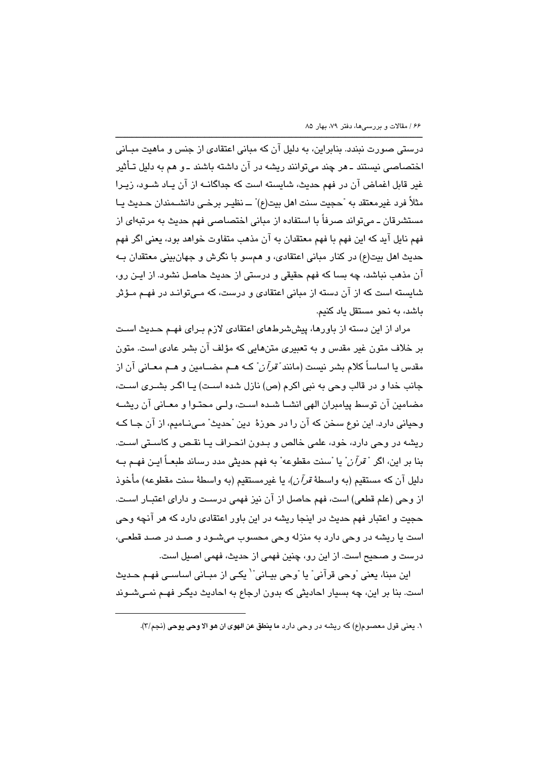درستی صورت نبندد. بنابراین، به دلیل آن که مبانی اعتقادی از جنس و ماهیت مبانی اختصاصی نیستند ـ هر چند می‌توانند ریشه در آن داشته باشند ـ و هم به دلیل تأثیر غیر قابل اغماض آن در فهم حدیث، شایسته است که جداگانه از آن یاد شود، زیرا مثلاً فرد غیرمعتقد به "حجیت سنت اهل بیت(ع)" ـ نظیر برخی دانشمندان حدیث یا مستشرقان ـ می‌تواند صرفاً با استفاده از مبانی اختصاصی فهم حدیث به مرتبه‌ای از فهم نایل آید که این فهم با فهم معتقدان به آن مذهب متفاوت خواهد بود، یعنی اگر فهم حدیث اهل بیت(ع) در کنار مبانی اعتقادی، و همسو با نگرش و جهان‌بینی معتقدان به آن مذهب نباشد، چه بسا که فهم حقیقی و درستی از حدیث حاصل نشود. از این رو، شایسته است که از آن دسته از مبانی اعتقادی و درست، که می‌تواند در فهم مؤثر باشد، به نحو مستقل یاد کنیم.

مراد از این دسته از باورها، پیش‌شرط‌های اعتقادی لازم برای فهم حدیث است بر خلاف متون غیر مقدس و به تعبیری متن‌هایی که مؤلف آن بشر عادی است. متون مقدس یا اساساً کلام بشر نیست (مانند "*قرآن*" که هم مضامین و هم معانی آن از جانب خدا و در قالب وحی به نبی اکرم (ص) نازل شده است) یا اگر بشری است، مضامین آن توسط پیامبران الهی انشا شده است، ولی محتوا و معانی آن ریشه وحیانی دارد. این نوع سخن که آن را در حوزهٔ دین "حدیث" می‌نامیم، از آن جا که ریشه در وحی دارد، خود، علمی خالص و بدون انحراف یا نقص و کاستی است. بنا بر این، اگر "*قرآن*" یا "سنت مقطوعه" به فهم حدیثی مدد رساند طبعاً این فهم به دلیل آن که مستقیم (به واسطهٔ *قرآن*)، یا غیرمستقیم (به واسطهٔ سنت مقطوعه) مأخوذ از وحی (علم قطعی) است، فهم حاصل از آن نیز فهمی درست و دارای اعتبار است. حجیت و اعتبار فهم حدیث در اینجا ریشه در این باور اعتقادی دارد که هر آنچه وحی است یا ریشه در وحی دارد به منزله وحی محسوب می‌شود و صد در صد قطعی، درست و صحیح است. از این رو، چنین فهمی از حدیث، فهمی اصیل است.

این مبنا، یعنی "وحی قرآنی" یا "وحی بیانی"[1] یکی از مبانی اساسی فهم حدیث است. بنا بر این، چه بسیار احادیثی که بدون ارجاع به احادیث دیگر فهم نمی‌شوند

---

۱. یعنی قول معصوم(ع) که ریشه در وحی دارد **ما ینطق عن الهوی ان هو الا وحی یوحی** (نجم/۳).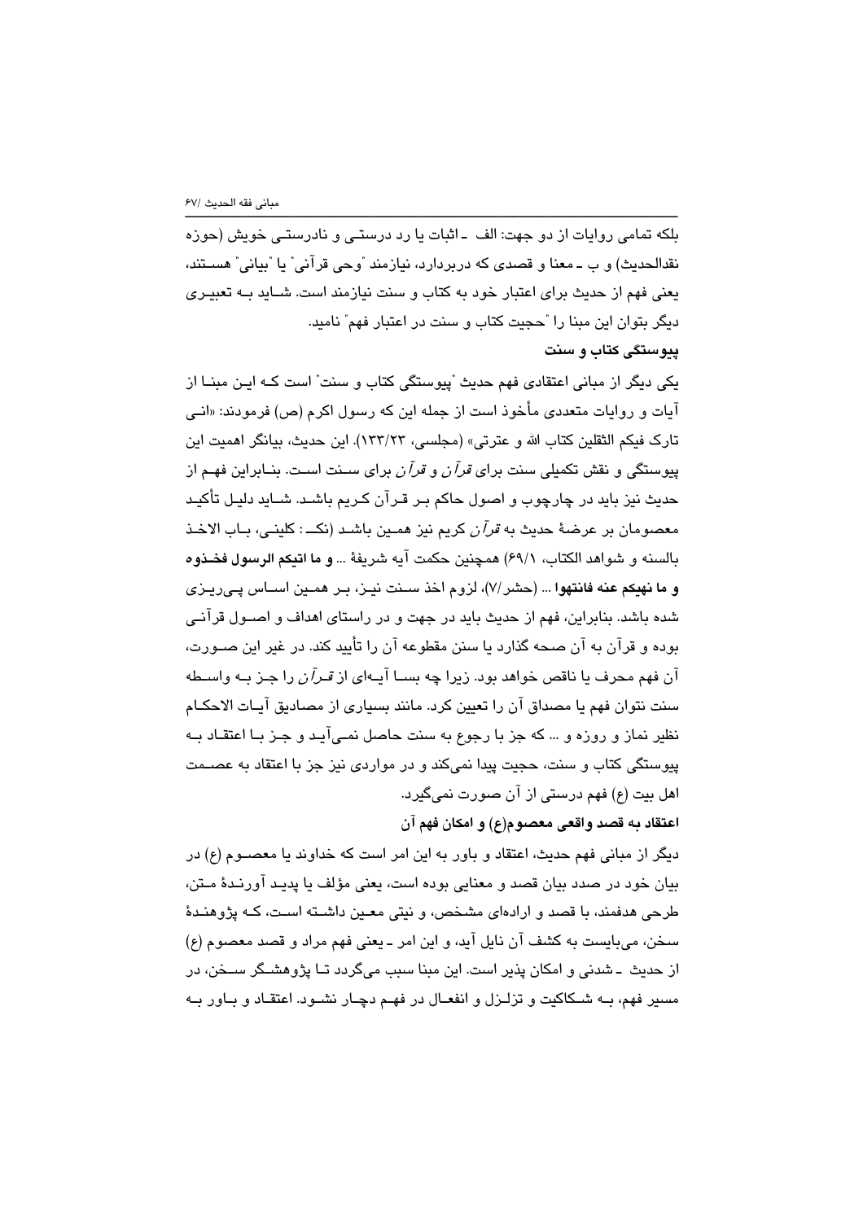بلکه تمامی روایات از دو جهت: الف ـ اثبات یا رد درستی و نادرستی خویش (حوزه نقدالحدیث) و ب ـ معنا و قصدی که دربردارد، نیازمند "وحی قرآنی" یا "بیانی" هستند، یعنی فهم از حدیث برای اعتبار خود به کتاب و سنت نیازمند است. شاید به تعبیری دیگر بتوان این مبنا را "حجیت کتاب و سنت در اعتبار فهم" نامید.

**پیوستگی کتاب و سنت**

یکی دیگر از مبانی اعتقادی فهم حدیث "پیوستگی کتاب و سنت" است که این مبنا از آیات و روایات متعددی مأخوذ است از جمله این که رسول اکرم (ص) فرمودند: «انی تارک فیکم الثقلین کتاب الله و عترتی» (مجلسی، ۱۳۳/۲۳). این حدیث، بیانگر اهمیت این پیوستگی و نقش تکمیلی سنت برای *قرآن* و *قرآن* برای سنت است. بنابراین فهم از حدیث نیز باید در چارچوب و اصول حاکم بر قرآن کریم باشد. شاید دلیل تأکید معصومان بر عرضهٔ حدیث به *قرآن* کریم نیز همین باشد (نک: کلینی، باب الاخذ بالسنه و شواهد الکتاب، ۶۹/۱) همچنین حکمت آیه شریفهٔ ... **و ما اتیکم الرسول فخذوه و ما نهیکم عنه فانتهوا** ... (حشر/۷)، لزوم اخذ سنت نیز، بر همین اساس پی‌ریزی شده باشد. بنابراین، فهم از حدیث باید در جهت و در راستای اهداف و اصول قرآنی بوده و قرآن به آن صحه گذارد یا سنن مقطوعه آن را تأیید کند. در غیر این صورت، آن فهم محرف یا ناقص خواهد بود. زیرا چه بسا آیه‌ای از *قرآن* را جز به واسطه سنت نتوان فهم یا مصداق آن را تعیین کرد. مانند بسیاری از مصادیق آیات الاحکام نظیر نماز و روزه و ... که جز با رجوع به سنت حاصل نمی‌آید و جز با اعتقاد به پیوستگی کتاب و سنت، حجیت پیدا نمی‌کند و در مواردی نیز جز با اعتقاد به عصمت اهل بیت (ع) فهم درستی از آن صورت نمی‌گیرد.

**اعتقاد به قصد واقعی معصوم(ع) و امکان فهم آن**

دیگر از مبانی فهم حدیث، اعتقاد و باور به این امر است که خداوند یا معصوم (ع) در بیان خود در صدد بیان قصد و معنایی بوده است، یعنی مؤلف یا پدید آورندهٔ متن، طرحی هدفمند، با قصد و اراده‌ای مشخص، و نیتی معین داشته است، که پژوهندهٔ سخن، می‌بایست به کشف آن نایل آید، و این امر ـ یعنی فهم مراد و قصد معصوم (ع) از حدیث ـ شدنی و امکان پذیر است. این مبنا سبب می‌گردد تا پژوهشگر سخن، در مسیر فهم، به شکاکیت و تزلزل و انفعال در فهم دچار نشود. اعتقاد و باور به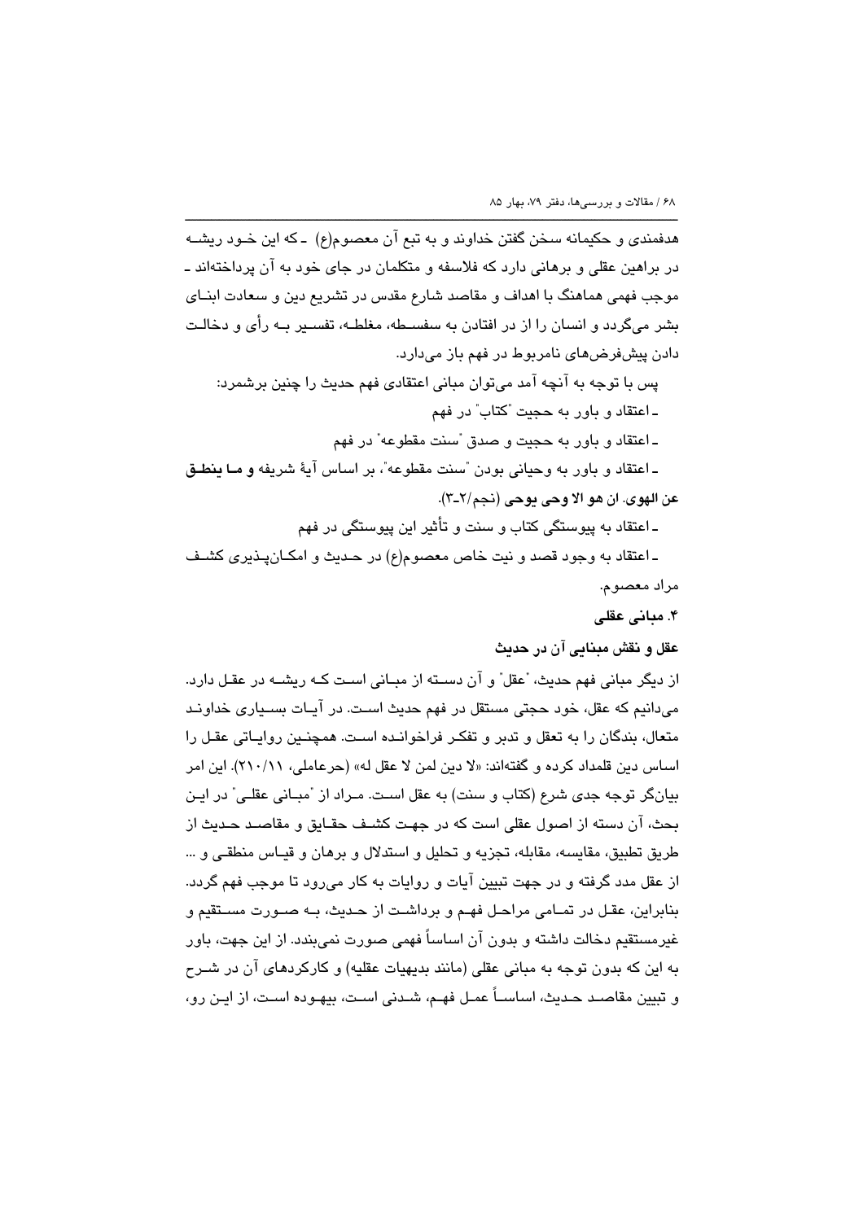هدفمندی و حکیمانه سخن گفتن خداوند و به تبع آن معصوم(ع) ـ که این خود ریشه در براهین عقلی و برهانی دارد که فلاسفه و متکلمان در جای خود به آن پرداخته‌اند ـ موجب فهمی هماهنگ با اهداف و مقاصد شارع مقدس در تشریع دین و سعادت ابنای بشر می‌گردد و انسان را از در افتادن به سفسطه، مغلطه، تفسیر به رأی و دخالت دادن پیش‌فرض‌های نامربوط در فهم باز می‌دارد.

پس با توجه به آنچه آمد می‌توان مبانی اعتقادی فهم حدیث را چنین برشمرد:

ـ اعتقاد و باور به حجیت "کتاب" در فهم

ـ اعتقاد و باور به حجیت و صدق "سنت مقطوعه" در فهم

ـ اعتقاد و باور به وحیانی بودن "سنت مقطوعه"، بر اساس آیهٔ شریفه **و ما ینطق عن الهوی. ان هو الا وحی یوحی** (نجم/۲ـ۳).

ـ اعتقاد به پیوستگی کتاب و سنت و تأثیر این پیوستگی در فهم

ـ اعتقاد به وجود قصد و نیت خاص معصوم(ع) در حدیث و امکان‌پذیری کشف مراد معصوم.

### ۴. مبانی عقلی

#### عقل و نقش مبنایی آن در حدیث

از دیگر مبانی فهم حدیث، "عقل" و آن دسته از مبانی است که ریشه در عقل دارد. می‌دانیم که عقل، خود حجتی مستقل در فهم حدیث است. در آیات بسیاری خداوند متعال، بندگان را به تعقل و تدبر و تفکر فراخوانده است. همچنین روایاتی عقل را اساس دین قلمداد کرده و گفته‌اند: «لا دین لمن لا عقل له» (حرعاملی، ۲۱۰/۱۱). این امر بیانگر توجه جدی شرع (کتاب و سنت) به عقل است. مراد از "مبانی عقلی" در این بحث، آن دسته از اصول عقلی است که در جهت کشف حقایق و مقاصد حدیث از طریق تطبیق، مقایسه، مقابله، تجزیه و تحلیل و استدلال و برهان و قیاس منطقی و ... از عقل مدد گرفته و در جهت تبیین آیات و روایات به کار می‌رود تا موجب فهم گردد. بنابراین، عقل در تمامی مراحل فهم و برداشت از حدیث، به صورت مستقیم و غیرمستقیم دخالت داشته و بدون آن اساساً فهمی صورت نمی‌بندد. از این جهت، باور به این که بدون توجه به مبانی عقلی (مانند بدیهیات عقلیه) و کارکردهای آن در شرح و تبیین مقاصد حدیث، اساساً عمل فهم، شدنی است، بیهوده است، از این رو،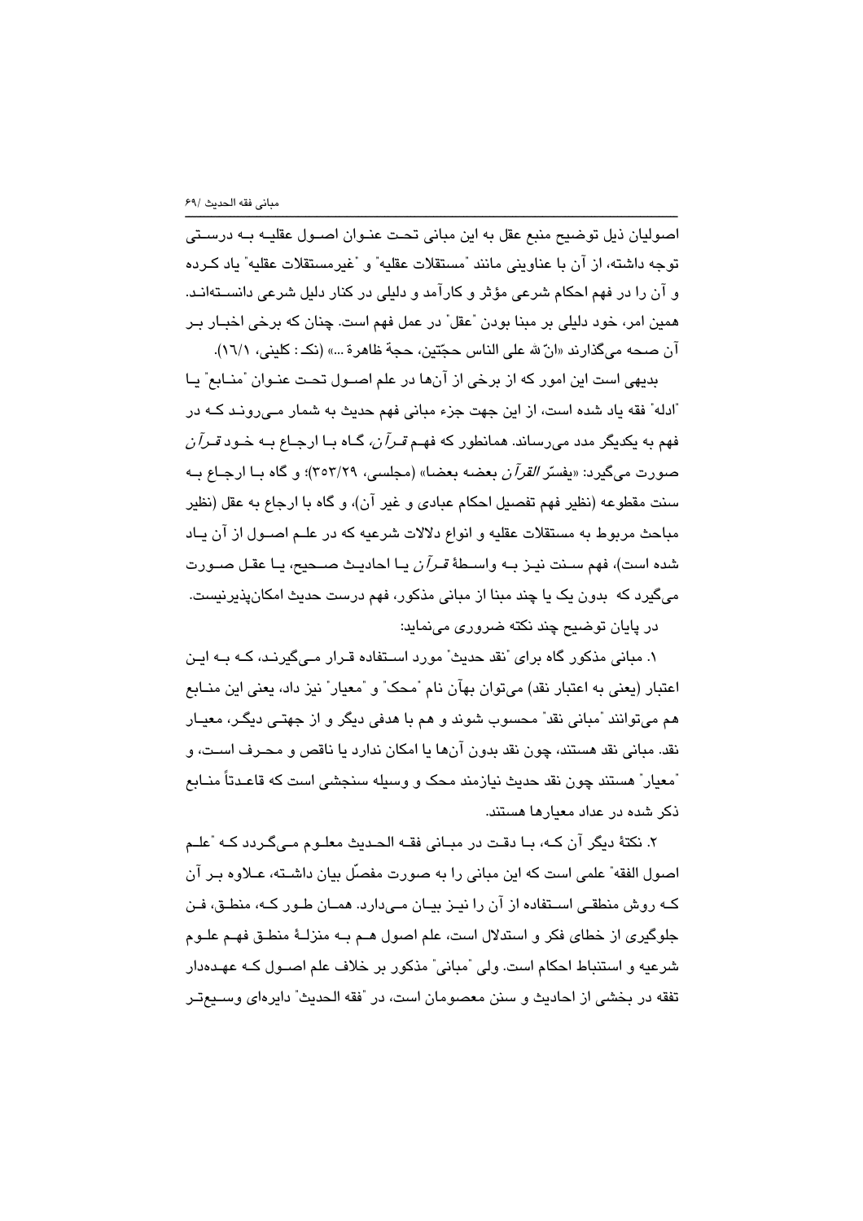اصولیان ذیل توضیح منبع عقل به این مبانی تحت عنوان اصول عقلیه به درستی توجه داشته، از آن با عناوینی مانند "مستقلات عقلیه" و "غیرمستقلات عقلیه" یاد کرده و آن را در فهم احکام شرعی مؤثر و کارآمد و دلیلی در کنار دلیل شرعی دانسته‌اند. همین امر، خود دلیلی بر مبنا بودن "عقل" در عمل فهم است. چنان که برخی اخبار بر آن صحه می‌گذارند «انّ لله علی الناس حجّتین، حجة ظاهرة ...» (نک: کلینی، ١٦/١).

بدیهی است این امور که از برخی از آن‌ها در علم اصول تحت عنوان "منابع" یا "ادله" فقه یاد شده است، از این جهت جزء مبانی فهم حدیث به شمار می‌روند که در فهم به یکدیگر مدد می‌رساند. همانطور که فهم *قرآن*، گاه با ارجاع به خود *قرآن* صورت می‌گیرد: «یفسّر *القرآن* بعضه بعضا» (مجلسی، ٣٥٣/٢٩)؛ و گاه با ارجاع به سنت مقطوعه (نظیر فهم تفصیل احکام عبادی و غیر آن)، و گاه با ارجاع به عقل (نظیر مباحث مربوط به مستقلات عقلیه و انواع دلالات شرعیه که در علم اصول از آن یاد شده است)، فهم سنت نیز به واسطهٔ *قرآن* یا احادیث صحیح، یا عقل صورت می‌گیرد که بدون یک یا چند مبنا از مبانی مذکور، فهم درست حدیث امکان‌پذیرنیست.

در پایان توضیح چند نکته ضروری می‌نماید:

١. مبانی مذکور گاه برای "نقد حدیث" مورد استفاده قرار می‌گیرند، که به این اعتبار (یعنی به اعتبار نقد) می‌توان بهآن نام "محک" و "معیار" نیز داد، یعنی این منابع هم می‌توانند "مبانی نقد" محسوب شوند و هم با هدفی دیگر و از جهتی دیگر، معیار نقد. مبانی نقد هستند، چون نقد بدون آن‌ها یا امکان ندارد یا ناقص و محرف است، و "معیار" هستند چون نقد حدیث نیازمند محک و وسیله سنجشی است که قاعدتاً منابع ذکر شده در عداد معیارها هستند.

٢. نکتهٔ دیگر آن که، با دقت در مبانی فقه الحدیث معلوم می‌گردد که "علم اصول الفقه" علمی است که این مبانی را به صورت مفصّل بیان داشته، علاوه بر آن که روش منطقی استفاده از آن را نیز بیان می‌دارد. همان طور که، منطق، فن جلوگیری از خطای فکر و استدلال است، علم اصول هم به منزلهٔ منطق فهم علوم شرعیه و استنباط احکام است. ولی "مبانی" مذکور بر خلاف علم اصول که عهده‌دار تفقه در بخشی از احادیث و سنن معصومان است، در "فقه الحدیث" دایره‌ای وسیع‌تر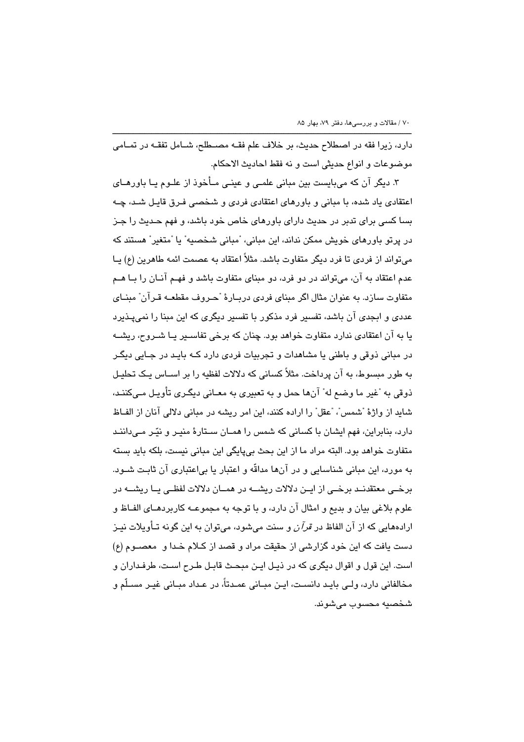دارد، زیرا فقه در اصطلاح حدیث، بر خلاف علم فقه مصطلح، شامل تفقه در تمامی موضوعات و انواع حدیثی است و نه فقط احادیث الاحکام.

۳. دیگر آن که می‌بایست بین مبانی علمی و عینی مأخوذ از علوم یا باورهای اعتقادی یاد شده، با مبانی و باورهای اعتقادی فردی و شخصی فرق قایل شد، چه بسا کسی برای تدبر در حدیث دارای باورهای خاص خود باشد، و فهم حدیث را جز در پرتو باورهای خویش ممکن نداند، این مبانی، "مبانی شخصیه" یا "متغیر" هستند که می‌تواند از فردی تا فرد دیگر متفاوت باشد. مثلاً اعتقاد به عصمت ائمه طاهرین (ع) یا عدم اعتقاد به آن، می‌تواند در دو فرد، دو مبنای متفاوت باشد و فهم آنان را با هم متفاوت سازد. به عنوان مثال اگر مبنای فردی دربارهٔ "حروف مقطعه قرآن" مبنای عددی و ابجدی آن باشد، تفسیر فرد مذکور با تفسیر دیگری که این مبنا را نمی‌پذیرد یا به آن اعتقادی ندارد متفاوت خواهد بود. چنان که برخی تفاسیر یا شروح، ریشه در مبانی ذوقی و باطنی یا مشاهدات و تجربیات فردی دارد که باید در جایی دیگر به طور مبسوط، به آن پرداخت. مثلاً کسانی که دلالات لفظیه را بر اساس یک تحلیل ذوقی به "غیر ما وضع له" آن‌ها حمل و به تعبیری به معانی دیگری تأویل می‌کنند، شاید از واژهٔ "شمس"، "عقل" را اراده کنند، این امر ریشه در مبانی دلالی آنان از الفاظ دارد، بنابراین، فهم ایشان با کسانی که شمس را همان ستارهٔ منیر و نیّر می‌دانند متفاوت خواهد بود. البته مراد ما از این بحث بی‌پایگی این مبانی نیست، بلکه باید بسته به مورد، این مبانی شناسایی و در آن‌ها مداقّه و اعتبار یا بی‌اعتباری آن ثابت شود. برخی معتقدند برخی از این دلالات ریشه در همان دلالات لفظی یا ریشه در علوم بلاغی بیان و بدیع و امثال آن دارد، و با توجه به مجموعه کاربردهای الفاظ و اراده‌هایی که از آن الفاظ در *قرآن* و سنت می‌شود، می‌توان به این گونه تأویلات نیز دست یافت که این خود گزارشی از حقیقت مراد و قصد از کلام خدا و معصوم (ع) است. این قول و اقوال دیگری که در ذیل این مبحث قابل طرح است، طرفداران و مخالفانی دارد، ولی باید دانست، این مبانی عمدتاً، در عداد مبانی غیر مسلّم و شخصیه محسوب می‌شوند.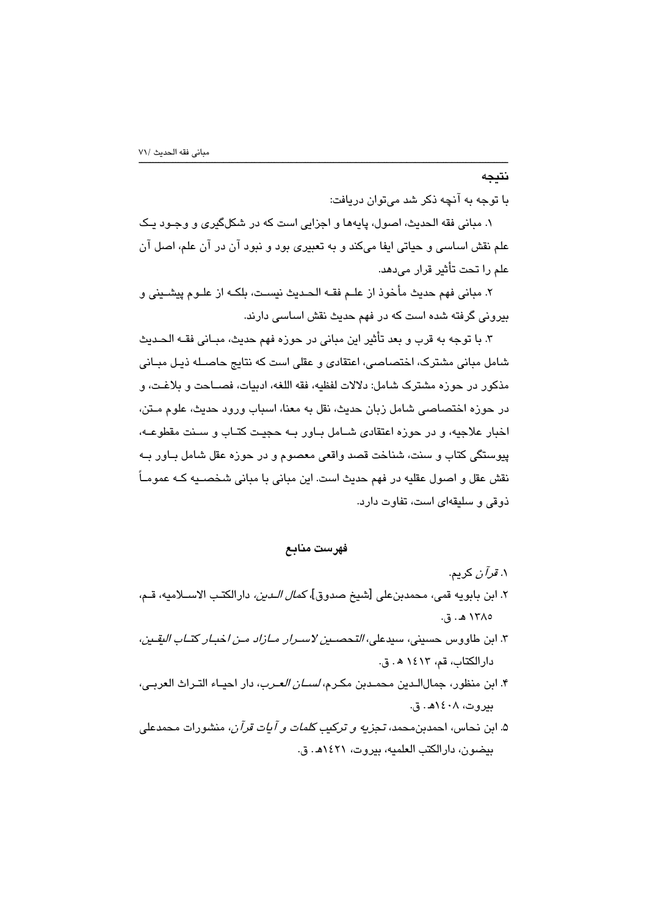### نتیجه

با توجه به آنچه ذکر شد می‌توان دریافت:

۱. مبانی فقه الحدیث، اصول، پایه‌ها و اجزایی است که در شکل‌گیری و وجود یک علم نقش اساسی و حیاتی ایفا می‌کند و به تعبیری بود و نبود آن در آن علم، اصل آن علم را تحت تأثیر قرار می‌دهد.

۲. مبانی فهم حدیث مأخوذ از علم فقه الحدیث نیست، بلکه از علوم پیشینی و بیرونی گرفته شده است که در فهم حدیث نقش اساسی دارند.

۳. با توجه به قرب و بعد تأثیر این مبانی در حوزه فهم حدیث، مبانی فقه الحدیث شامل مبانی مشترک، اختصاصی، اعتقادی و عقلی است که نتایج حاصله ذیل مبانی مذکور در حوزه مشترک شامل: دلالات لفظیه، فقه اللغه، ادبیات، فصاحت و بلاغت، و در حوزه اختصاصی شامل زبان حدیث، نقل به معنا، اسباب ورود حدیث، علوم متن، اخبار علاجیه، و در حوزه اعتقادی شامل باور به حجیت کتاب و سنت مقطوعه، پیوستگی کتاب و سنت، شناخت قصد واقعی معصوم و در حوزه عقل شامل باور به نقش عقل و اصول عقلیه در فهم حدیث است. این مبانی با مبانی شخصیه که عموماً ذوقی و سلیقه‌ای است، تفاوت دارد.

### فهرست منابع

۱. *قرآن* کریم.

۲. ابن بابویه قمی، محمدبن‌علی [شیخ صدوق]، *کمال الدین*، دارالکتب الاسلامیه، قم، ۱۳۸۵ هـ. ق.

۳. ابن طاووس حسینی، سیدعلی، *التحصین لاسرار مازاد من اخبار کتاب الیقین*، دارالکتاب، قم، ۱٤۱۳ هـ. ق.

۴. ابن منظور، جمال‌الدین محمدبن مکرم، *لسان العرب*، دار احیاء التراث العربی، بیروت، ۱٤۰۸هـ. ق.

۵. ابن نحاس، احمدبن‌محمد، *تجزیه و ترکیب کلمات و آیات قرآن*، منشورات محمدعلی بیضون، دارالکتب العلمیه، بیروت، ۱٤۲۱هـ. ق.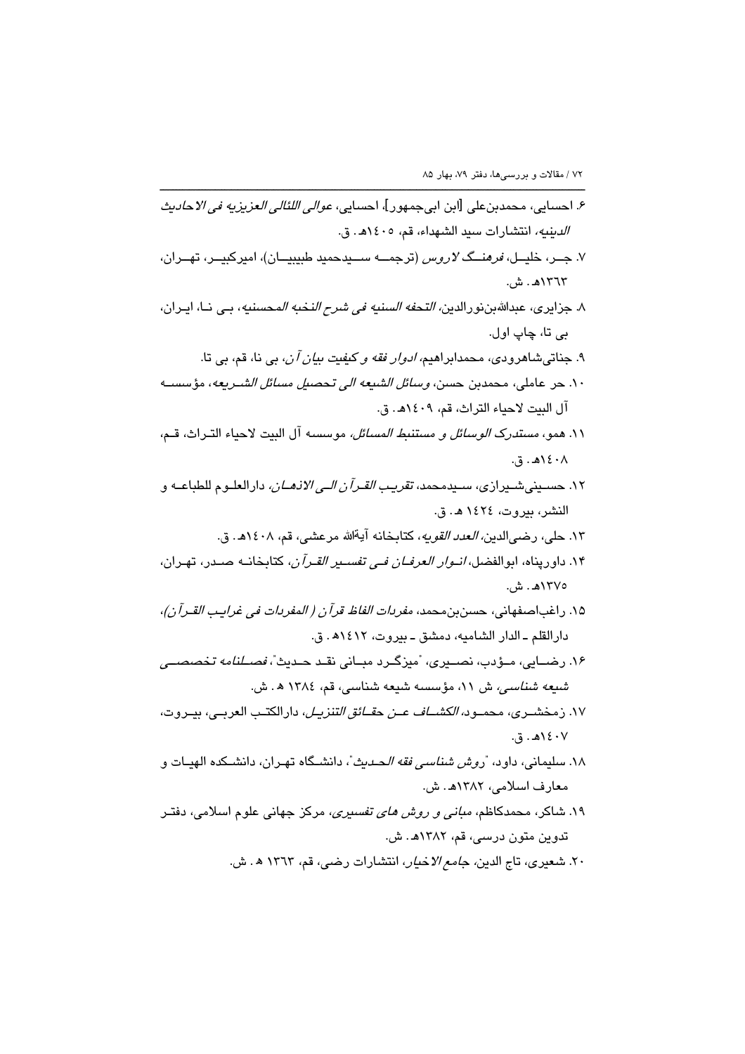۶. احسایی، محمدبن‌علی [ابن ابی‌جمهور]، احسایی، *عوالی اللئالی العزیزیه فی الاحادیث الدینیه*، انتشارات سید الشهداء، قم، ۱۴۰۵هـ. ق.

۷. جـر، خلیـل، *فرهنـگ لاروس* (ترجمـه سـیدحمید طبیبیـان)، امیرکبیـر، تهـران، ۱۳۶۳هـ. ش.

۸. جزایری، عبدالله‌بن‌نورالدین، *التحفه السنیه فی شرح النخبه المحسنیه*، بـی نـا، ایـران، بی تا، چاپ اول.

۹. جناتی‌شاهرودی، محمدابراهیم، *ادوار فقه و کیفیت بیان آن*، بی نا، قم، بی تا.

۱۰. حر عاملی، محمدبن حسن، *وسائل الشیعه الی تحصیل مسائل الشـریعه*، مؤسسـه آل البیت لاحیاء التراث، قم، ۱۴۰۹هـ. ق.

۱۱. همو، *مستدرک الوسائل و مستنبط المسائل*، موسسه آل البیت لاحیاء التـراث، قـم، ۱۴۰۸هـ. ق.

۱۲. حسـینی‌شـیرازی، سـیدمحمد، *تقریـب القـرآن الـی الاذهـان*، دارالعلـوم للطباعـه و النشر، بیروت، ۱۴۲۴ هـ. ق.

۱۳. حلی، رضی‌الدین، *العدد القویه*، کتابخانه آیة‌الله مرعشی، قم، ۱۴۰۸هـ. ق.

۱۴. داورپناه، ابوالفضل، *انـوار العرفـان فـی تفسـیر القـرآن*، کتابخانـه صـدر، تهـران، ۱۳۷۵هـ. ش.

۱۵. راغب‌اصفهانی، حسن‌بن‌محمد، *مفردات الفاظ قرآن ( المفردات فی غرایـب القـرآن)*، دارالقلم ـ الدار الشامیه، دمشق ـ بیروت، ۱۴۱۲هـ. ق.

۱۶. رضـایی، مـؤدب، نصـیری، "میزگـرد مبـانی نقـد حـدیث"، *فصـلنامه تخصصـی شیعه شناسی*، ش ۱۱، مؤسسه شیعه شناسی، قم، ۱۳۸۴ هـ. ش.

۱۷. زمخشـری، محمـود، *الکشـاف عـن حقـائق التنزیـل*، دارالکتـب العربـی، بیـروت، ۱۴۰۷هـ. ق.

۱۸. سلیمانی، داود، "*روش شناسی فقه الحـدیث*"، دانشـگاه تهـران، دانشـکده الهیـات و معارف اسلامی، ۱۳۸۲هـ. ش.

۱۹. شاکر، محمدکاظم، *مبانی و روش های تفسیری*، مرکز جهانی علوم اسلامی، دفتـر تدوین متون درسی، قم، ۱۳۸۲هـ. ش.

۲۰. شعیری، تاج الدین، *جامع الاخبار*، انتشارات رضی، قم، ۱۳۶۳ هـ. ش.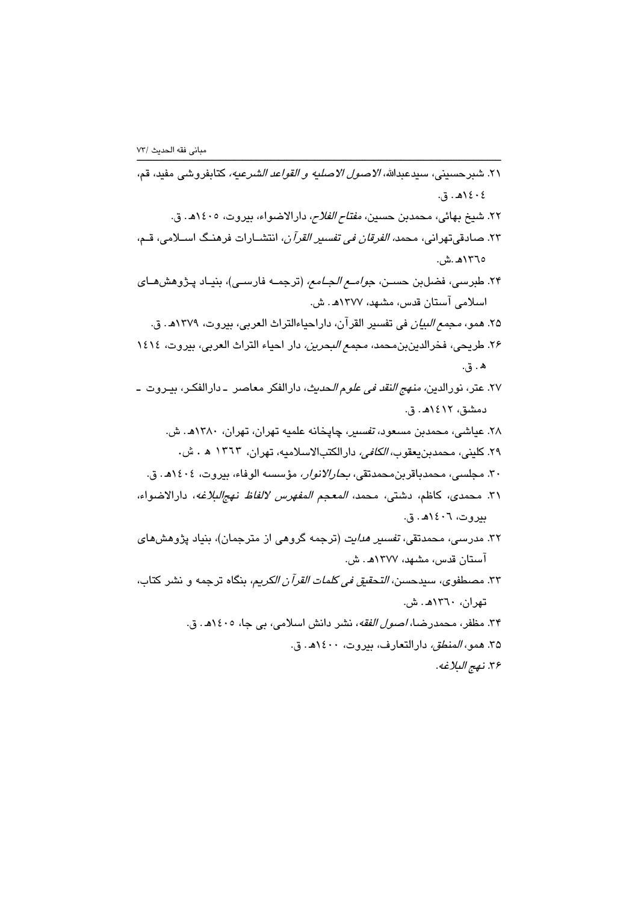۲۱. شبرحسینی، سیدعبدالله، *الاصول الاصلیه و القواعد الشرعیه*، کتابفروشی مفید، قم، ١٤٠٤هـ . ق.

۲۲. شیخ بهائی، محمدبن حسین، *مفتاح الفلاح*، دارالاضواء، بیروت، ١٤٠٥هـ . ق.

۲۳. صادقی‌تهرانی، محمد، *الفرقان فی تفسیر القرآن*، انتشارات فرهنگ اسلامی، قم، ١٣٦٥هـ .ش.

۲۴. طبرسی، فضل‌بن حسن، *جوامع الجامع*، (ترجمه فارسی)، بنیاد پژوهش‌های اسلامی آستان قدس، مشهد، ١٣٧٧هـ . ش.

۲۵. همو، *مجمع البیان* فی تفسیر القرآن، داراحیاءالتراث العربی، بیروت، ١٣٧٩هـ . ق.

۲۶. طریحی، فخرالدین‌بن‌محمد، *مجمع البحرین*، دار احیاء التراث العربی، بیروت، ١٤١٤ هـ . ق.

۲۷. عتر، نورالدین، *منهج النقد فی علوم الحدیث*، دارالفکر معاصر ـ دارالفکر، بیروت ـ دمشق، ١٤١٢هـ . ق.

۲۸. عیاشی، محمدبن مسعود، *تفسیر*، چاپخانه علمیه تهران، تهران، ١٣٨٠هـ . ش.

۲۹. کلینی، محمدبن‌یعقوب، *الکافی*، دارالکتب‌الاسلامیه، تهران، ١٣٦٣ هـ . ش.

۳۰. مجلسی، محمدباقربن‌محمدتقی، *بحارالانوار*، مؤسسه الوفاء، بیروت، ١٤٠٤هـ . ق.

۳۱. محمدی، کاظم، دشتی، محمد، *المعجم المفهرس لالفاظ نهج‌البلاغه*، دارالاضواء، بیروت، ١٤٠٦هـ . ق.

۳۲. مدرسی، محمدتقی، *تفسیر هدایت* (ترجمه گروهی از مترجمان)، بنیاد پژوهش‌های آستان قدس، مشهد، ١٣٧٧هـ . ش.

۳۳. مصطفوی، سیدحسن، *التحقیق فی کلمات القرآن الکریم*، بنگاه ترجمه و نشر کتاب، تهران، ١٣٦٠هـ . ش.

۳۴. مظفر، محمدرضا، *اصول الفقه*، نشر دانش اسلامی، بی جا، ١٤٠٥هـ . ق.

۳۵. همو، *المنطق*، دارالتعارف، بیروت، ١٤٠٠هـ . ق.

۳۶. *نهج البلاغه*.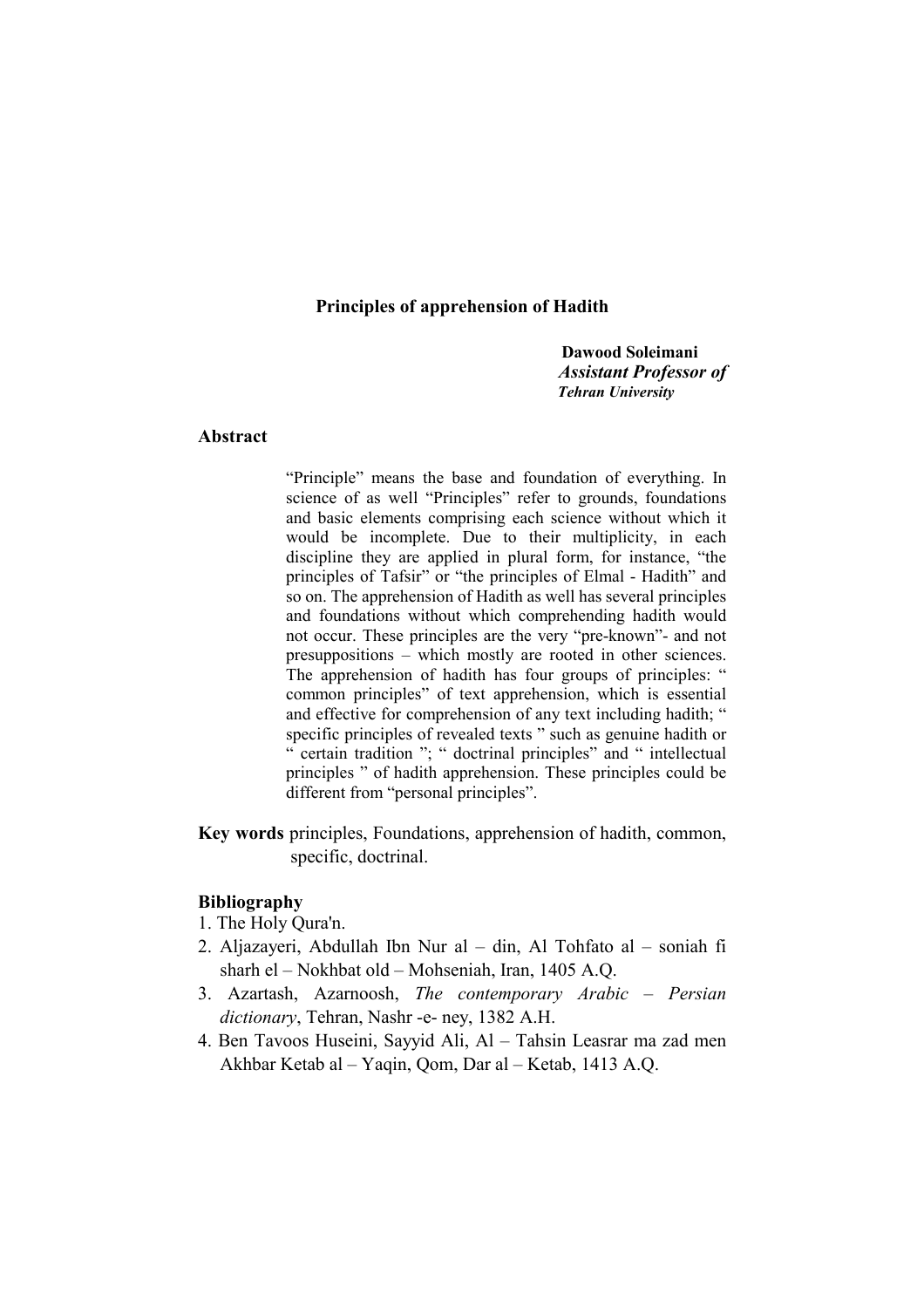# Principles of apprehension of Hadith

**Dawood Soleimani**
*Assistant Professor of*
***Tehran University***

## Abstract

"Principle" means the base and foundation of everything. In science of as well "Principles" refer to grounds, foundations and basic elements comprising each science without which it would be incomplete. Due to their multiplicity, in each discipline they are applied in plural form, for instance, "the principles of Tafsir" or "the principles of Elmal - Hadith" and so on. The apprehension of Hadith as well has several principles and foundations without which comprehending hadith would not occur. These principles are the very "pre-known"- and not presuppositions – which mostly are rooted in other sciences. The apprehension of hadith has four groups of principles: " common principles" of text apprehension, which is essential and effective for comprehension of any text including hadith; " specific principles of revealed texts " such as genuine hadith or " certain tradition "; " doctrinal principles" and " intellectual principles " of hadith apprehension. These principles could be different from "personal principles".

**Key words** principles, Foundations, apprehension of hadith, common, specific, doctrinal.

## Bibliography

1. The Holy Qura'n.
2. Aljazayeri, Abdullah Ibn Nur al – din, Al Tohfato al – soniah fi sharh el – Nokhbat old – Mohseniah, Iran, 1405 A.Q.
3. Azartash, Azarnoosh, *The contemporary Arabic – Persian dictionary*, Tehran, Nashr -e- ney, 1382 A.H.
4. Ben Tavoos Huseini, Sayyid Ali, Al – Tahsin Leasrar ma zad men Akhbar Ketab al – Yaqin, Qom, Dar al – Ketab, 1413 A.Q.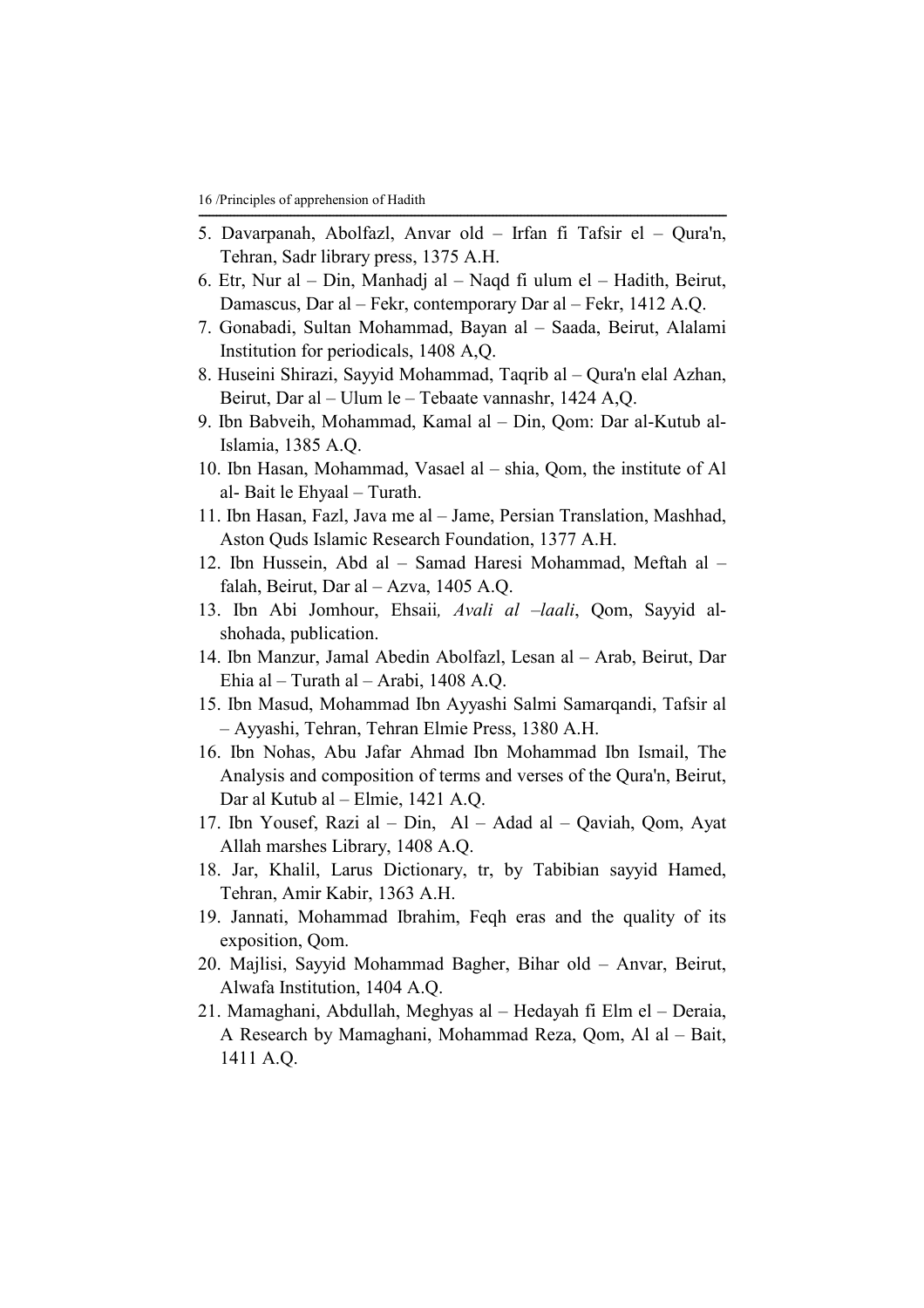5. Davarpanah, Abolfazl, Anvar old – Irfan fi Tafsir el – Qura'n, Tehran, Sadr library press, 1375 A.H.
6. Etr, Nur al – Din, Manhadj al – Naqd fi ulum el – Hadith, Beirut, Damascus, Dar al – Fekr, contemporary Dar al – Fekr, 1412 A.Q.
7. Gonabadi, Sultan Mohammad, Bayan al – Saada, Beirut, Alalami Institution for periodicals, 1408 A,Q.
8. Huseini Shirazi, Sayyid Mohammad, Taqrib al – Qura'n elal Azhan, Beirut, Dar al – Ulum le – Tebaate vannashr, 1424 A,Q.
9. Ibn Babveih, Mohammad, Kamal al – Din, Qom: Dar al-Kutub al-Islamia, 1385 A.Q.
10. Ibn Hasan, Mohammad, Vasael al – shia, Qom, the institute of Al al- Bait le Ehyaal – Turath.
11. Ibn Hasan, Fazl, Java me al – Jame, Persian Translation, Mashhad, Aston Quds Islamic Research Foundation, 1377 A.H.
12. Ibn Hussein, Abd al – Samad Haresi Mohammad, Meftah al – falah, Beirut, Dar al – Azva, 1405 A.Q.
13. Ibn Abi Jomhour, Ehsaii, *Avali al –laali*, Qom, Sayyid al-shohada, publication.
14. Ibn Manzur, Jamal Abedin Abolfazl, Lesan al – Arab, Beirut, Dar Ehia al – Turath al – Arabi, 1408 A.Q.
15. Ibn Masud, Mohammad Ibn Ayyashi Salmi Samarqandi, Tafsir al – Ayyashi, Tehran, Tehran Elmie Press, 1380 A.H.
16. Ibn Nohas, Abu Jafar Ahmad Ibn Mohammad Ibn Ismail, The Analysis and composition of terms and verses of the Qura'n, Beirut, Dar al Kutub al – Elmie, 1421 A.Q.
17. Ibn Yousef, Razi al – Din, Al – Adad al – Qaviah, Qom, Ayat Allah marshes Library, 1408 A.Q.
18. Jar, Khalil, Larus Dictionary, tr, by Tabibian sayyid Hamed, Tehran, Amir Kabir, 1363 A.H.
19. Jannati, Mohammad Ibrahim, Feqh eras and the quality of its exposition, Qom.
20. Majlisi, Sayyid Mohammad Bagher, Bihar old – Anvar, Beirut, Alwafa Institution, 1404 A.Q.
21. Mamaghani, Abdullah, Meghyas al – Hedayah fi Elm el – Deraia, A Research by Mamaghani, Mohammad Reza, Qom, Al al – Bait, 1411 A.Q.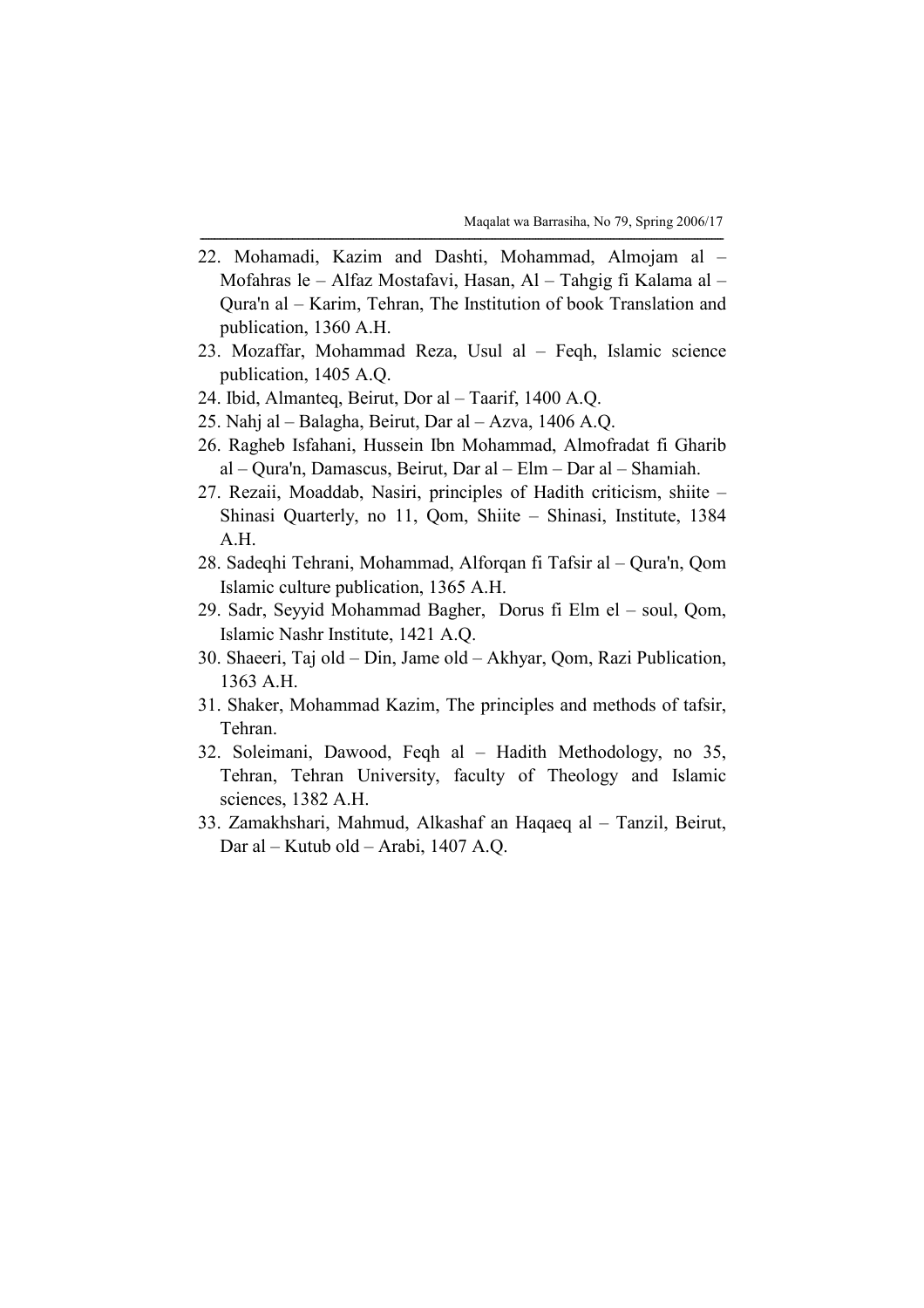22. Mohamadi, Kazim and Dashti, Mohammad, Almojam al – Mofahras le – Alfaz Mostafavi, Hasan, Al – Tahgig fi Kalama al – Qura'n al – Karim, Tehran, The Institution of book Translation and publication, 1360 A.H.
23. Mozaffar, Mohammad Reza, Usul al – Feqh, Islamic science publication, 1405 A.Q.
24. Ibid, Almanteq, Beirut, Dor al – Taarif, 1400 A.Q.
25. Nahj al – Balagha, Beirut, Dar al – Azva, 1406 A.Q.
26. Ragheb Isfahani, Hussein Ibn Mohammad, Almofradat fi Gharib al – Qura'n, Damascus, Beirut, Dar al – Elm – Dar al – Shamiah.
27. Rezaii, Moaddab, Nasiri, principles of Hadith criticism, shiite – Shinasi Quarterly, no 11, Qom, Shiite – Shinasi, Institute, 1384 A.H.
28. Sadeqhi Tehrani, Mohammad, Alforqan fi Tafsir al – Qura'n, Qom Islamic culture publication, 1365 A.H.
29. Sadr, Seyyid Mohammad Bagher, Dorus fi Elm el – soul, Qom, Islamic Nashr Institute, 1421 A.Q.
30. Shaeeri, Taj old – Din, Jame old – Akhyar, Qom, Razi Publication, 1363 A.H.
31. Shaker, Mohammad Kazim, The principles and methods of tafsir, Tehran.
32. Soleimani, Dawood, Feqh al – Hadith Methodology, no 35, Tehran, Tehran University, faculty of Theology and Islamic sciences, 1382 A.H.
33. Zamakhshari, Mahmud, Alkashaf an Haqaeq al – Tanzil, Beirut, Dar al – Kutub old – Arabi, 1407 A.Q.